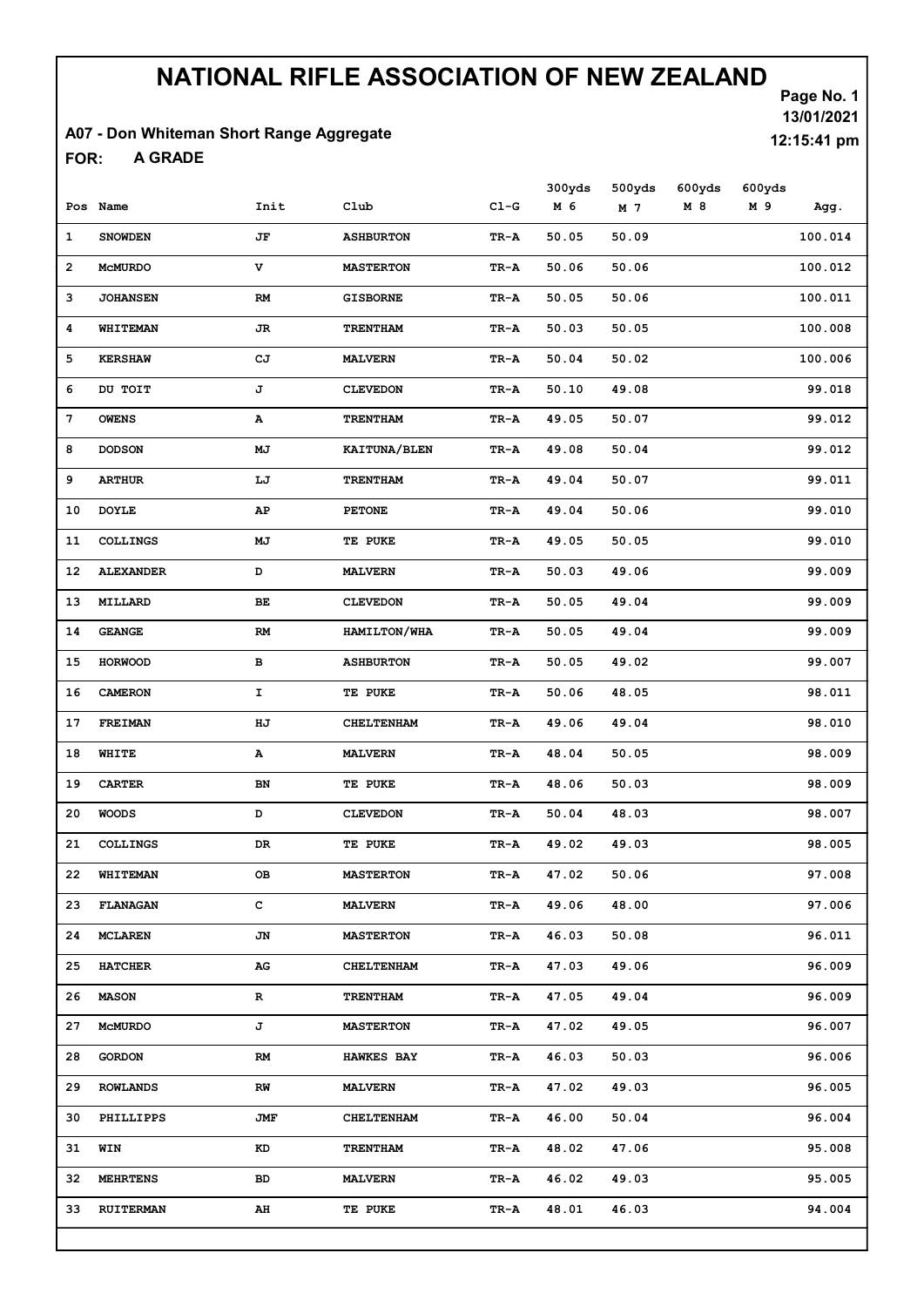# NATIONAL RIFLE ASSOCIATION OF NEW ZEALAND

Page No. 1
13/01/2021
12:15:41 pm

## A07 - Don Whiteman Short Range Aggregate

**FOR: A GRADE**

| Pos | Name | Init | Club | Cl-G | 300yds M 6 | 500yds M 7 | 600yds M 8 | 600yds M 9 | Agg. |
|---|---|---|---|---|---|---|---|---|---|
| 1 | SNOWDEN | JF | ASHBURTON | TR-A | 50.05 | 50.09 | | | 100.014 |
| 2 | McMURDO | V | MASTERTON | TR-A | 50.06 | 50.06 | | | 100.012 |
| 3 | JOHANSEN | RM | GISBORNE | TR-A | 50.05 | 50.06 | | | 100.011 |
| 4 | WHITEMAN | JR | TRENTHAM | TR-A | 50.03 | 50.05 | | | 100.008 |
| 5 | KERSHAW | CJ | MALVERN | TR-A | 50.04 | 50.02 | | | 100.006 |
| 6 | DU TOIT | J | CLEVEDON | TR-A | 50.10 | 49.08 | | | 99.018 |
| 7 | OWENS | A | TRENTHAM | TR-A | 49.05 | 50.07 | | | 99.012 |
| 8 | DODSON | MJ | KAITUNA/BLEN | TR-A | 49.08 | 50.04 | | | 99.012 |
| 9 | ARTHUR | LJ | TRENTHAM | TR-A | 49.04 | 50.07 | | | 99.011 |
| 10 | DOYLE | AP | PETONE | TR-A | 49.04 | 50.06 | | | 99.010 |
| 11 | COLLINGS | MJ | TE PUKE | TR-A | 49.05 | 50.05 | | | 99.010 |
| 12 | ALEXANDER | D | MALVERN | TR-A | 50.03 | 49.06 | | | 99.009 |
| 13 | MILLARD | BE | CLEVEDON | TR-A | 50.05 | 49.04 | | | 99.009 |
| 14 | GEANGE | RM | HAMILTON/WHA | TR-A | 50.05 | 49.04 | | | 99.009 |
| 15 | HORWOOD | B | ASHBURTON | TR-A | 50.05 | 49.02 | | | 99.007 |
| 16 | CAMERON | I | TE PUKE | TR-A | 50.06 | 48.05 | | | 98.011 |
| 17 | FREIMAN | HJ | CHELTENHAM | TR-A | 49.06 | 49.04 | | | 98.010 |
| 18 | WHITE | A | MALVERN | TR-A | 48.04 | 50.05 | | | 98.009 |
| 19 | CARTER | BN | TE PUKE | TR-A | 48.06 | 50.03 | | | 98.009 |
| 20 | WOODS | D | CLEVEDON | TR-A | 50.04 | 48.03 | | | 98.007 |
| 21 | COLLINGS | DR | TE PUKE | TR-A | 49.02 | 49.03 | | | 98.005 |
| 22 | WHITEMAN | OB | MASTERTON | TR-A | 47.02 | 50.06 | | | 97.008 |
| 23 | FLANAGAN | C | MALVERN | TR-A | 49.06 | 48.00 | | | 97.006 |
| 24 | MCLAREN | JN | MASTERTON | TR-A | 46.03 | 50.08 | | | 96.011 |
| 25 | HATCHER | AG | CHELTENHAM | TR-A | 47.03 | 49.06 | | | 96.009 |
| 26 | MASON | R | TRENTHAM | TR-A | 47.05 | 49.04 | | | 96.009 |
| 27 | McMURDO | J | MASTERTON | TR-A | 47.02 | 49.05 | | | 96.007 |
| 28 | GORDON | RM | HAWKES BAY | TR-A | 46.03 | 50.03 | | | 96.006 |
| 29 | ROWLANDS | RW | MALVERN | TR-A | 47.02 | 49.03 | | | 96.005 |
| 30 | PHILLIPPS | JMF | CHELTENHAM | TR-A | 46.00 | 50.04 | | | 96.004 |
| 31 | WIN | KD | TRENTHAM | TR-A | 48.02 | 47.06 | | | 95.008 |
| 32 | MEHRTENS | BD | MALVERN | TR-A | 46.02 | 49.03 | | | 95.005 |
| 33 | RUITERMAN | AH | TE PUKE | TR-A | 48.01 | 46.03 | | | 94.004 |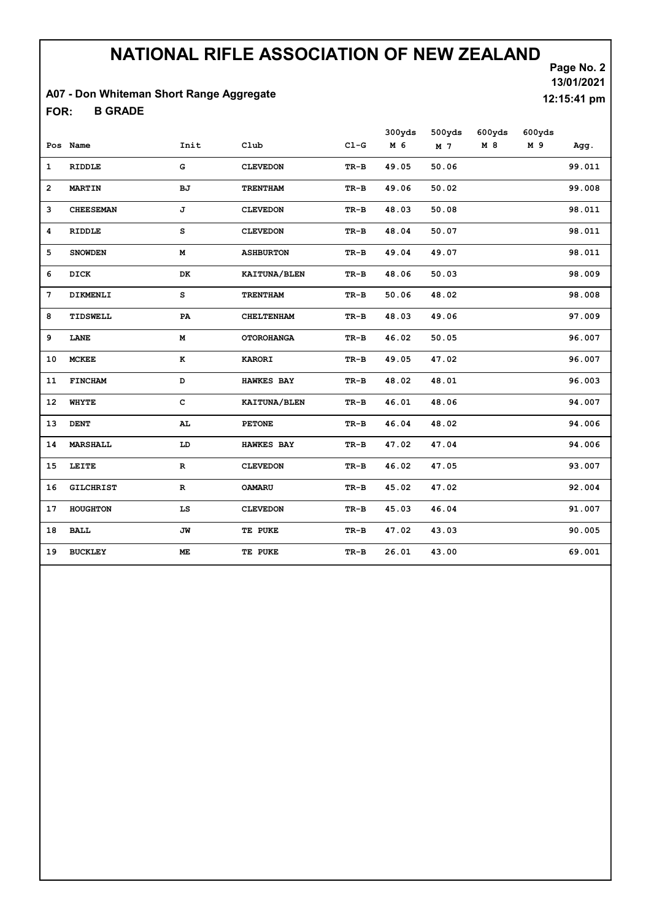# NATIONAL RIFLE ASSOCIATION OF NEW ZEALAND

13/01/2021

12:15:41 pm

A07 - Don Whiteman Short Range Aggregate

FOR: B GRADE

| Pos | Name | Init | Club | Cl-G | 300yds M 6 | 500yds M 7 | 600yds M 8 | 600yds M 9 | Agg. |
|---|---|---|---|---|---|---|---|---|---|
| 1 | RIDDLE | G | CLEVEDON | TR-B | 49.05 | 50.06 | | | 99.011 |
| 2 | MARTIN | BJ | TRENTHAM | TR-B | 49.06 | 50.02 | | | 99.008 |
| 3 | CHEESEMAN | J | CLEVEDON | TR-B | 48.03 | 50.08 | | | 98.011 |
| 4 | RIDDLE | S | CLEVEDON | TR-B | 48.04 | 50.07 | | | 98.011 |
| 5 | SNOWDEN | M | ASHBURTON | TR-B | 49.04 | 49.07 | | | 98.011 |
| 6 | DICK | DK | KAITUNA/BLEN | TR-B | 48.06 | 50.03 | | | 98.009 |
| 7 | DIKMENLI | S | TRENTHAM | TR-B | 50.06 | 48.02 | | | 98.008 |
| 8 | TIDSWELL | PA | CHELTENHAM | TR-B | 48.03 | 49.06 | | | 97.009 |
| 9 | LANE | M | OTOROHANGA | TR-B | 46.02 | 50.05 | | | 96.007 |
| 10 | MCKEE | K | KARORI | TR-B | 49.05 | 47.02 | | | 96.007 |
| 11 | FINCHAM | D | HAWKES BAY | TR-B | 48.02 | 48.01 | | | 96.003 |
| 12 | WHYTE | C | KAITUNA/BLEN | TR-B | 46.01 | 48.06 | | | 94.007 |
| 13 | DENT | AL | PETONE | TR-B | 46.04 | 48.02 | | | 94.006 |
| 14 | MARSHALL | LD | HAWKES BAY | TR-B | 47.02 | 47.04 | | | 94.006 |
| 15 | LEITE | R | CLEVEDON | TR-B | 46.02 | 47.05 | | | 93.007 |
| 16 | GILCHRIST | R | OAMARU | TR-B | 45.02 | 47.02 | | | 92.004 |
| 17 | HOUGHTON | LS | CLEVEDON | TR-B | 45.03 | 46.04 | | | 91.007 |
| 18 | BALL | JW | TE PUKE | TR-B | 47.02 | 43.03 | | | 90.005 |
| 19 | BUCKLEY | ME | TE PUKE | TR-B | 26.01 | 43.00 | | | 69.001 |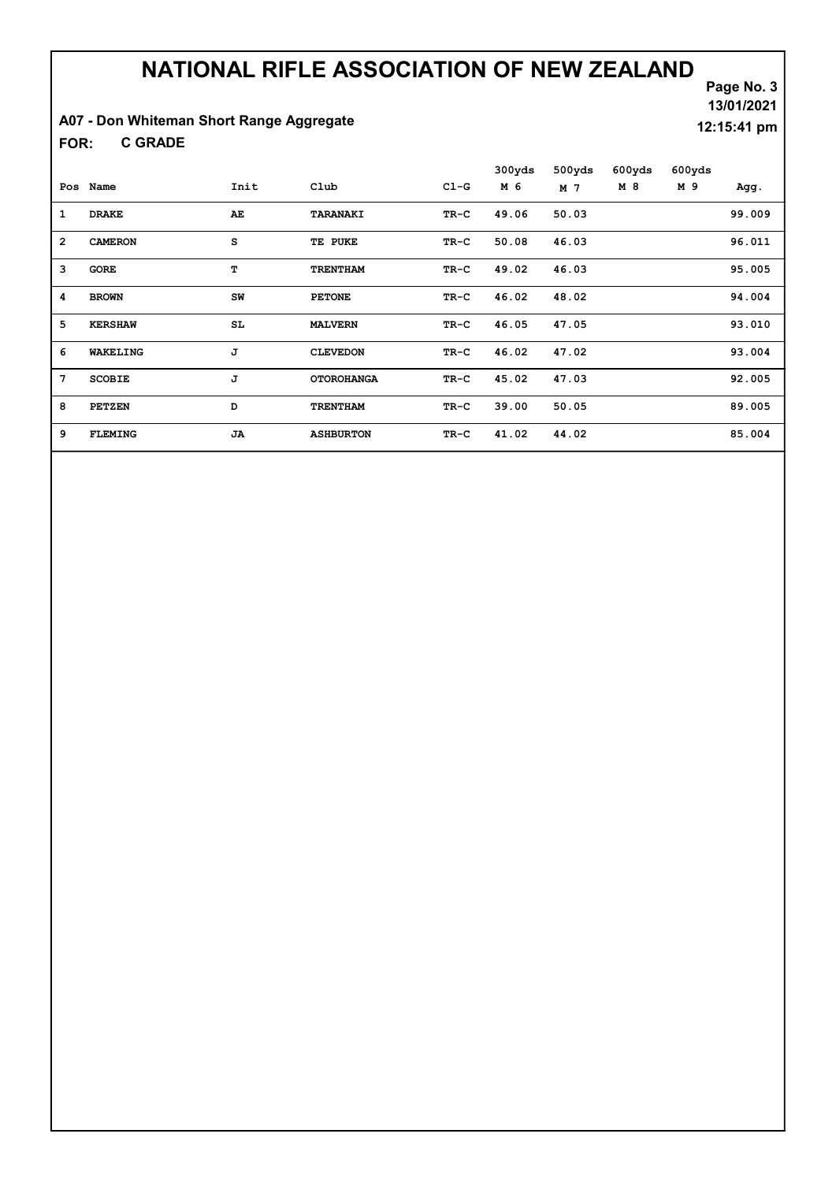# NATIONAL RIFLE ASSOCIATION OF NEW ZEALAND

13/01/2021

12:15:41 pm

**A07 - Don Whiteman Short Range Aggregate**

**FOR: C GRADE**

| Pos | Name | Init | Club | Cl-G | 300yds M 6 | 500yds M 7 | 600yds M 8 | 600yds M 9 | Agg. |
|---|---|---|---|---|---|---|---|---|---|
| 1 | DRAKE | AE | TARANAKI | TR-C | 49.06 | 50.03 | | | 99.009 |
| 2 | CAMERON | S | TE PUKE | TR-C | 50.08 | 46.03 | | | 96.011 |
| 3 | GORE | T | TRENTHAM | TR-C | 49.02 | 46.03 | | | 95.005 |
| 4 | BROWN | SW | PETONE | TR-C | 46.02 | 48.02 | | | 94.004 |
| 5 | KERSHAW | SL | MALVERN | TR-C | 46.05 | 47.05 | | | 93.010 |
| 6 | WAKELING | J | CLEVEDON | TR-C | 46.02 | 47.02 | | | 93.004 |
| 7 | SCOBIE | J | OTOROHANGA | TR-C | 45.02 | 47.03 | | | 92.005 |
| 8 | PETZEN | D | TRENTHAM | TR-C | 39.00 | 50.05 | | | 89.005 |
| 9 | FLEMING | JA | ASHBURTON | TR-C | 41.02 | 44.02 | | | 85.004 |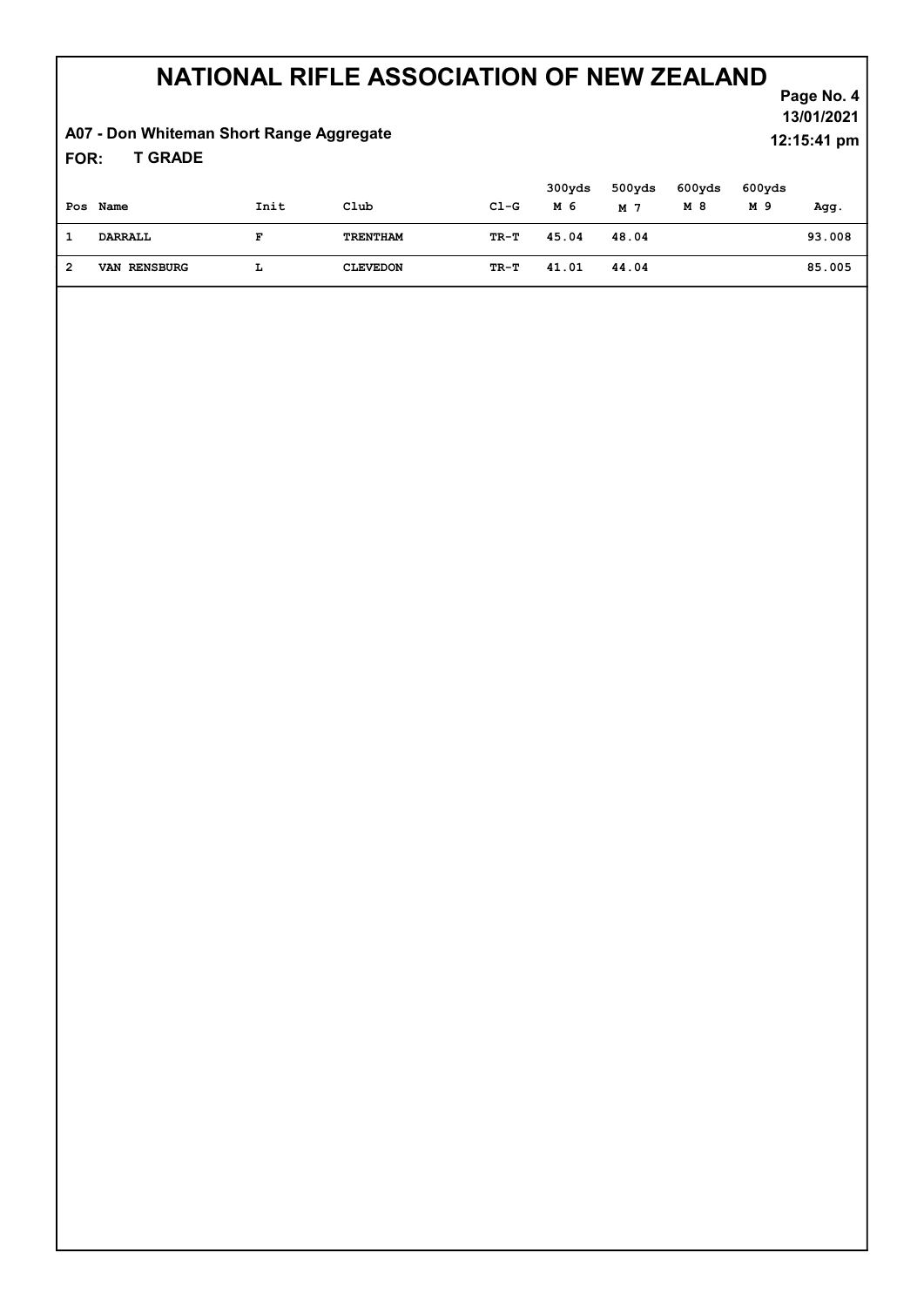# NATIONAL RIFLE ASSOCIATION OF NEW ZEALAND

13/01/2021

12:15:41 pm

**A07 - Don Whiteman Short Range Aggregate**

**FOR: T GRADE**

| Pos | Name | Init | Club | Cl-G | 300yds M 6 | 500yds M 7 | 600yds M 8 | 600yds M 9 | Agg. |
|---|---|---|---|---|---|---|---|---|---|
| 1 | DARRALL | F | TRENTHAM | TR-T | 45.04 | 48.04 | | | 93.008 |
| 2 | VAN RENSBURG | L | CLEVEDON | TR-T | 41.01 | 44.04 | | | 85.005 |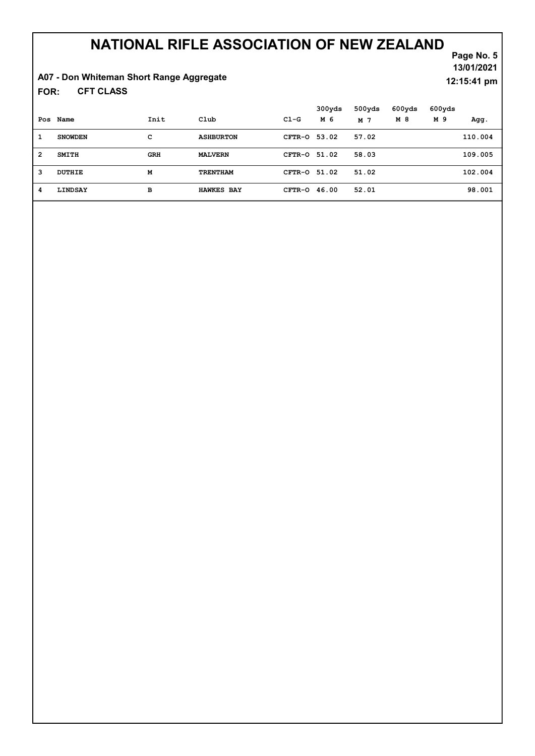# NATIONAL RIFLE ASSOCIATION OF NEW ZEALAND

13/01/2021

12:15:41 pm

## A07 - Don Whiteman Short Range Aggregate

**FOR: CFT CLASS**

| Pos | Name | Init | Club | Cl-G | 300yds M 6 | 500yds M 7 | 600yds M 8 | 600yds M 9 | Agg. |
|---|---|---|---|---|---|---|---|---|---|
| 1 | SNOWDEN | C | ASHBURTON | CFTR-O | 53.02 | 57.02 | | | 110.004 |
| 2 | SMITH | GRH | MALVERN | CFTR-O | 51.02 | 58.03 | | | 109.005 |
| 3 | DUTHIE | M | TRENTHAM | CFTR-O | 51.02 | 51.02 | | | 102.004 |
| 4 | LINDSAY | B | HAWKES BAY | CFTR-O | 46.00 | 52.01 | | | 98.001 |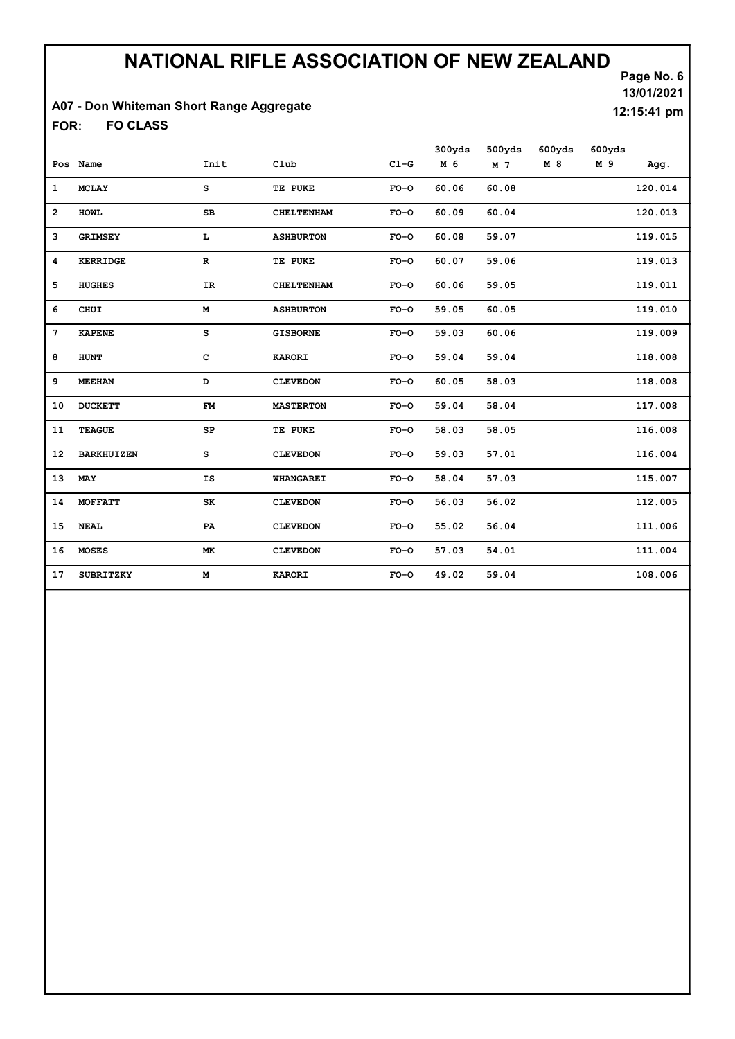# NATIONAL RIFLE ASSOCIATION OF NEW ZEALAND

13/01/2021

12:15:41 pm

A07 - Don Whiteman Short Range Aggregate

FOR: FO CLASS

| Pos | Name | Init | Club | Cl-G | 300yds M 6 | 500yds M 7 | 600yds M 8 | 600yds M 9 | Agg. |
|---|---|---|---|---|---|---|---|---|---|
| 1 | MCLAY | S | TE PUKE | FO-O | 60.06 | 60.08 | | | 120.014 |
| 2 | HOWL | SB | CHELTENHAM | FO-O | 60.09 | 60.04 | | | 120.013 |
| 3 | GRIMSEY | L | ASHBURTON | FO-O | 60.08 | 59.07 | | | 119.015 |
| 4 | KERRIDGE | R | TE PUKE | FO-O | 60.07 | 59.06 | | | 119.013 |
| 5 | HUGHES | IR | CHELTENHAM | FO-O | 60.06 | 59.05 | | | 119.011 |
| 6 | CHUI | M | ASHBURTON | FO-O | 59.05 | 60.05 | | | 119.010 |
| 7 | KAPENE | S | GISBORNE | FO-O | 59.03 | 60.06 | | | 119.009 |
| 8 | HUNT | C | KARORI | FO-O | 59.04 | 59.04 | | | 118.008 |
| 9 | MEEHAN | D | CLEVEDON | FO-O | 60.05 | 58.03 | | | 118.008 |
| 10 | DUCKETT | FM | MASTERTON | FO-O | 59.04 | 58.04 | | | 117.008 |
| 11 | TEAGUE | SP | TE PUKE | FO-O | 58.03 | 58.05 | | | 116.008 |
| 12 | BARKHUIZEN | S | CLEVEDON | FO-O | 59.03 | 57.01 | | | 116.004 |
| 13 | MAY | IS | WHANGAREI | FO-O | 58.04 | 57.03 | | | 115.007 |
| 14 | MOFFATT | SK | CLEVEDON | FO-O | 56.03 | 56.02 | | | 112.005 |
| 15 | NEAL | PA | CLEVEDON | FO-O | 55.02 | 56.04 | | | 111.006 |
| 16 | MOSES | MK | CLEVEDON | FO-O | 57.03 | 54.01 | | | 111.004 |
| 17 | SUBRITZKY | M | KARORI | FO-O | 49.02 | 59.04 | | | 108.006 |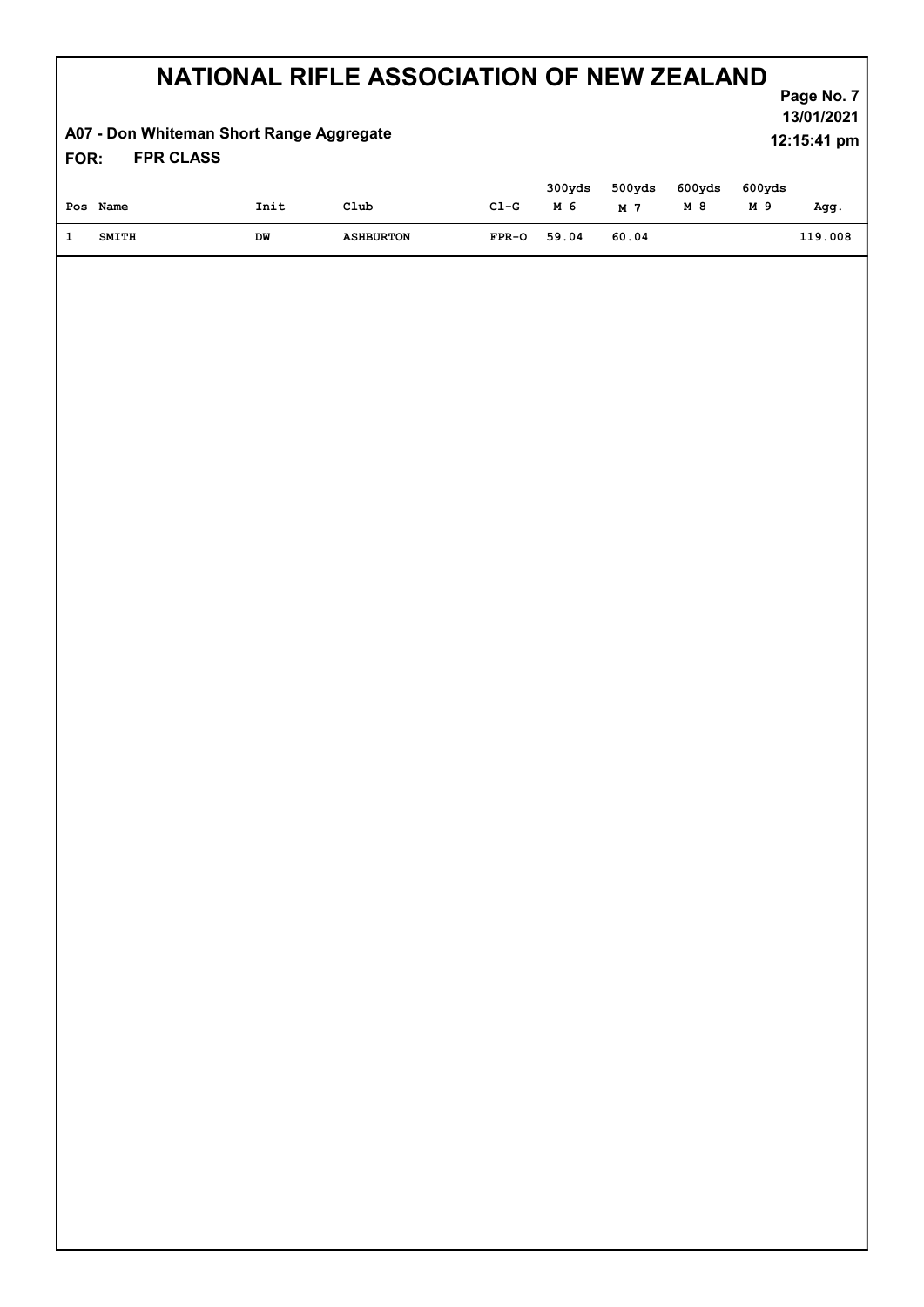# NATIONAL RIFLE ASSOCIATION OF NEW ZEALAND

13/01/2021
12:15:41 pm

## A07 - Don Whiteman Short Range Aggregate

**FOR: FPR CLASS**

| Pos | Name | Init | Club | Cl-G | 300yds M 6 | 500yds M 7 | 600yds M 8 | 600yds M 9 | Agg. |
|---|---|---|---|---|---|---|---|---|---|
| 1 | SMITH | DW | ASHBURTON | FPR-O | 59.04 | 60.04 | | | 119.008 |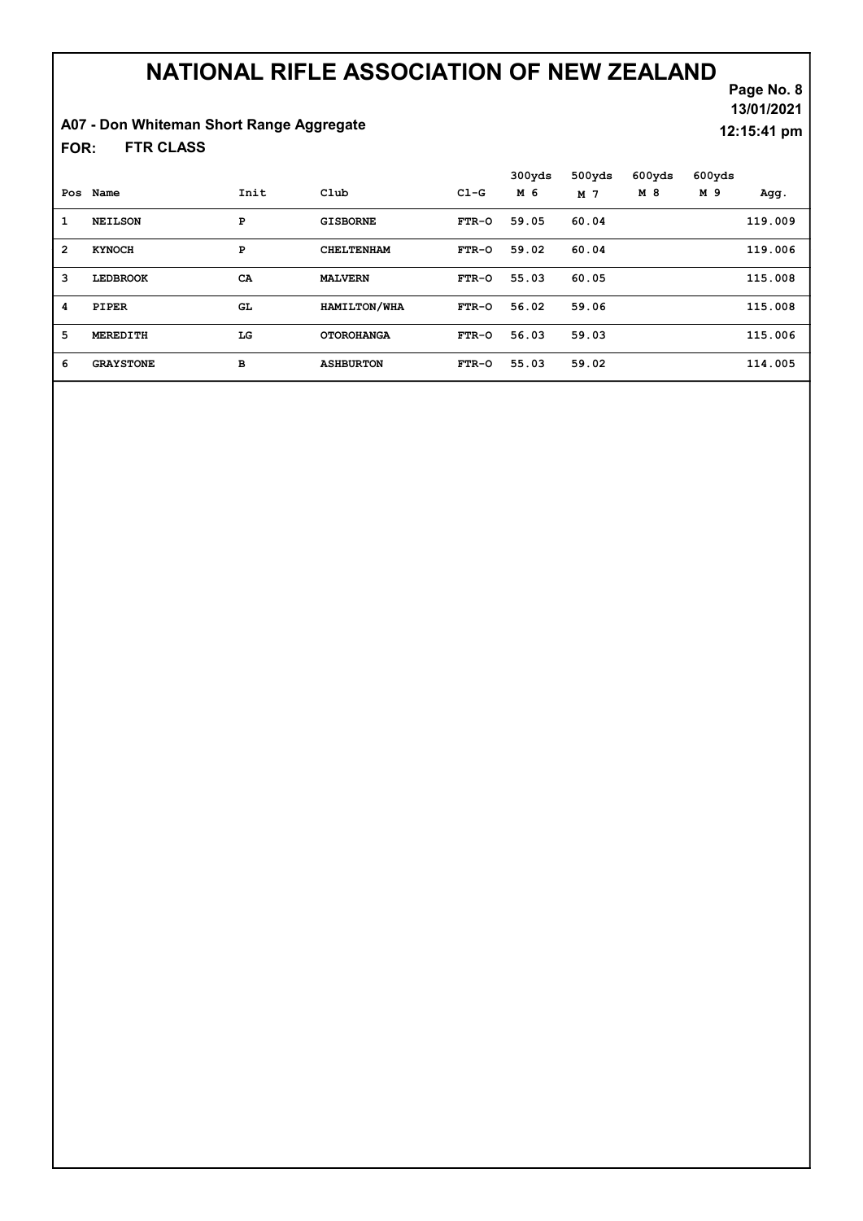# NATIONAL RIFLE ASSOCIATION OF NEW ZEALAND

Page No. 8

13/01/2021

12:15:41 pm

A07 - Don Whiteman Short Range Aggregate

FOR: FTR CLASS

| Pos | Name | Init | Club | Cl-G | 300yds M 6 | 500yds M 7 | 600yds M 8 | 600yds M 9 | Agg. |
|---|---|---|---|---|---|---|---|---|---|
| 1 | NEILSON | P | GISBORNE | FTR-O | 59.05 | 60.04 | | | 119.009 |
| 2 | KYNOCH | P | CHELTENHAM | FTR-O | 59.02 | 60.04 | | | 119.006 |
| 3 | LEDBROOK | CA | MALVERN | FTR-O | 55.03 | 60.05 | | | 115.008 |
| 4 | PIPER | GL | HAMILTON/WHA | FTR-O | 56.02 | 59.06 | | | 115.008 |
| 5 | MEREDITH | LG | OTOROHANGA | FTR-O | 56.03 | 59.03 | | | 115.006 |
| 6 | GRAYSTONE | B | ASHBURTON | FTR-O | 55.03 | 59.02 | | | 114.005 |